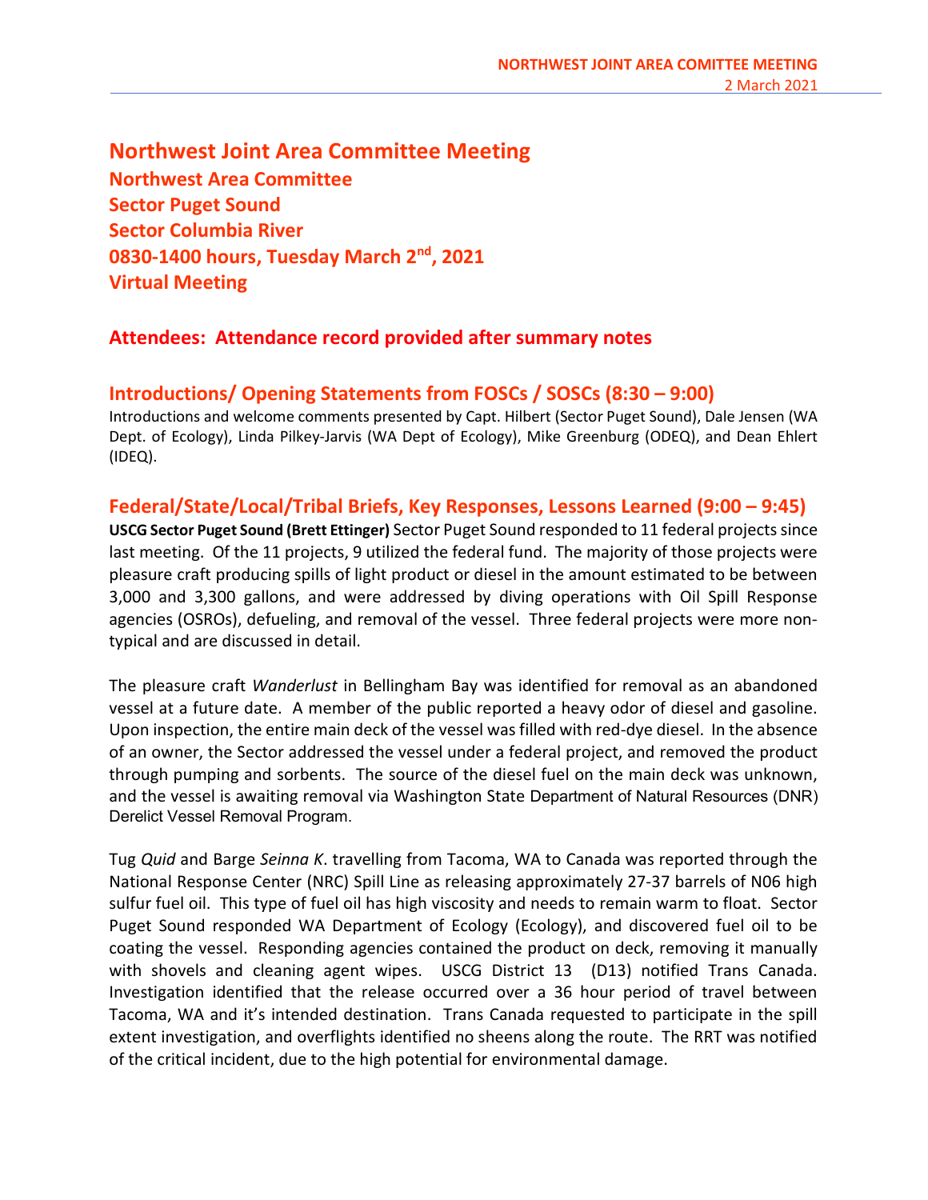# Northwest Joint Area Committee Meeting

**Northwest Area Committee**
**Sector Puget Sound**
**Sector Columbia River**
**0830-1400 hours, Tuesday March 2nd, 2021**
**Virtual Meeting**

## Attendees: Attendance record provided after summary notes

## Introductions/ Opening Statements from FOSCs / SOSCs (8:30 – 9:00)

Introductions and welcome comments presented by Capt. Hilbert (Sector Puget Sound), Dale Jensen (WA Dept. of Ecology), Linda Pilkey-Jarvis (WA Dept of Ecology), Mike Greenburg (ODEQ), and Dean Ehlert (IDEQ).

## Federal/State/Local/Tribal Briefs, Key Responses, Lessons Learned (9:00 – 9:45)

**USCG Sector Puget Sound (Brett Ettinger)** Sector Puget Sound responded to 11 federal projects since last meeting. Of the 11 projects, 9 utilized the federal fund. The majority of those projects were pleasure craft producing spills of light product or diesel in the amount estimated to be between 3,000 and 3,300 gallons, and were addressed by diving operations with Oil Spill Response agencies (OSROs), defueling, and removal of the vessel. Three federal projects were more non-typical and are discussed in detail.

The pleasure craft *Wanderlust* in Bellingham Bay was identified for removal as an abandoned vessel at a future date. A member of the public reported a heavy odor of diesel and gasoline. Upon inspection, the entire main deck of the vessel was filled with red-dye diesel. In the absence of an owner, the Sector addressed the vessel under a federal project, and removed the product through pumping and sorbents. The source of the diesel fuel on the main deck was unknown, and the vessel is awaiting removal via Washington State Department of Natural Resources (DNR) Derelict Vessel Removal Program.

Tug *Quid* and Barge *Seinna K*. travelling from Tacoma, WA to Canada was reported through the National Response Center (NRC) Spill Line as releasing approximately 27-37 barrels of N06 high sulfur fuel oil. This type of fuel oil has high viscosity and needs to remain warm to float. Sector Puget Sound responded WA Department of Ecology (Ecology), and discovered fuel oil to be coating the vessel. Responding agencies contained the product on deck, removing it manually with shovels and cleaning agent wipes. USCG District 13 (D13) notified Trans Canada. Investigation identified that the release occurred over a 36 hour period of travel between Tacoma, WA and it's intended destination. Trans Canada requested to participate in the spill extent investigation, and overflights identified no sheens along the route. The RRT was notified of the critical incident, due to the high potential for environmental damage.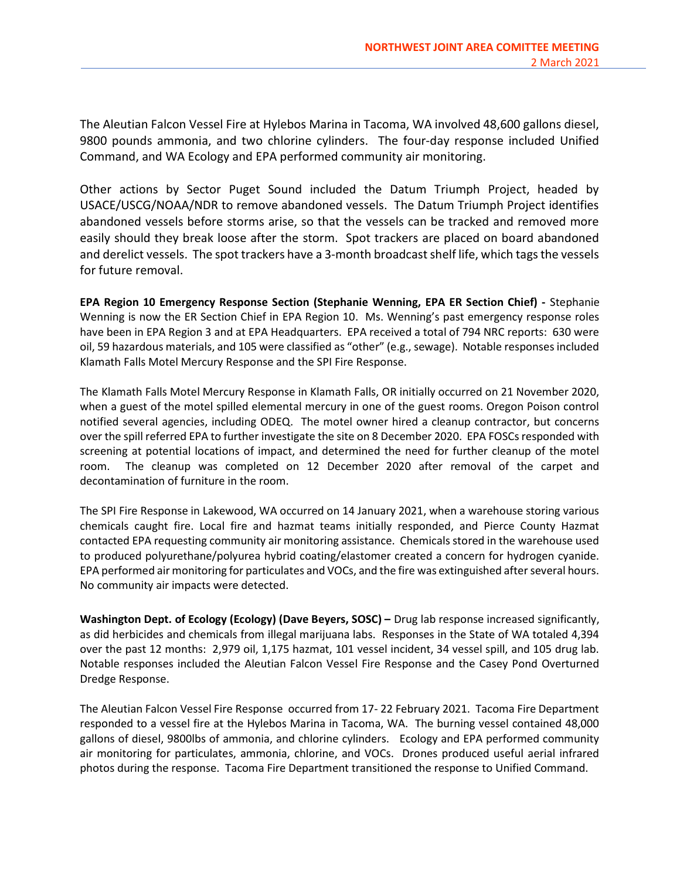The Aleutian Falcon Vessel Fire at Hylebos Marina in Tacoma, WA involved 48,600 gallons diesel, 9800 pounds ammonia, and two chlorine cylinders. The four-day response included Unified Command, and WA Ecology and EPA performed community air monitoring.

Other actions by Sector Puget Sound included the Datum Triumph Project, headed by USACE/USCG/NOAA/NDR to remove abandoned vessels. The Datum Triumph Project identifies abandoned vessels before storms arise, so that the vessels can be tracked and removed more easily should they break loose after the storm. Spot trackers are placed on board abandoned and derelict vessels. The spot trackers have a 3-month broadcast shelf life, which tags the vessels for future removal.

**EPA Region 10 Emergency Response Section (Stephanie Wenning, EPA ER Section Chief) -** Stephanie Wenning is now the ER Section Chief in EPA Region 10. Ms. Wenning's past emergency response roles have been in EPA Region 3 and at EPA Headquarters. EPA received a total of 794 NRC reports: 630 were oil, 59 hazardous materials, and 105 were classified as "other" (e.g., sewage). Notable responses included Klamath Falls Motel Mercury Response and the SPI Fire Response.

The Klamath Falls Motel Mercury Response in Klamath Falls, OR initially occurred on 21 November 2020, when a guest of the motel spilled elemental mercury in one of the guest rooms. Oregon Poison control notified several agencies, including ODEQ. The motel owner hired a cleanup contractor, but concerns over the spill referred EPA to further investigate the site on 8 December 2020. EPA FOSCs responded with screening at potential locations of impact, and determined the need for further cleanup of the motel room. The cleanup was completed on 12 December 2020 after removal of the carpet and decontamination of furniture in the room.

The SPI Fire Response in Lakewood, WA occurred on 14 January 2021, when a warehouse storing various chemicals caught fire. Local fire and hazmat teams initially responded, and Pierce County Hazmat contacted EPA requesting community air monitoring assistance. Chemicals stored in the warehouse used to produced polyurethane/polyurea hybrid coating/elastomer created a concern for hydrogen cyanide. EPA performed air monitoring for particulates and VOCs, and the fire was extinguished after several hours. No community air impacts were detected.

**Washington Dept. of Ecology (Ecology) (Dave Beyers, SOSC) –** Drug lab response increased significantly, as did herbicides and chemicals from illegal marijuana labs. Responses in the State of WA totaled 4,394 over the past 12 months: 2,979 oil, 1,175 hazmat, 101 vessel incident, 34 vessel spill, and 105 drug lab. Notable responses included the Aleutian Falcon Vessel Fire Response and the Casey Pond Overturned Dredge Response.

The Aleutian Falcon Vessel Fire Response occurred from 17- 22 February 2021. Tacoma Fire Department responded to a vessel fire at the Hylebos Marina in Tacoma, WA. The burning vessel contained 48,000 gallons of diesel, 9800lbs of ammonia, and chlorine cylinders. Ecology and EPA performed community air monitoring for particulates, ammonia, chlorine, and VOCs. Drones produced useful aerial infrared photos during the response. Tacoma Fire Department transitioned the response to Unified Command.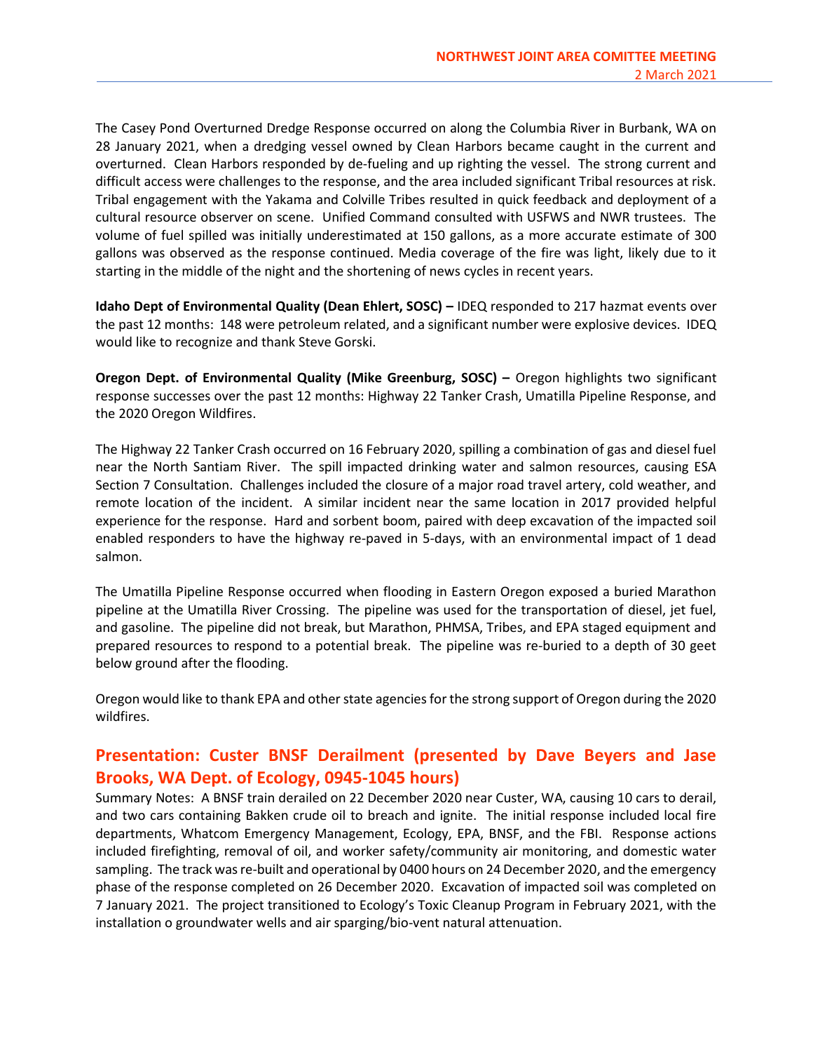The Casey Pond Overturned Dredge Response occurred on along the Columbia River in Burbank, WA on 28 January 2021, when a dredging vessel owned by Clean Harbors became caught in the current and overturned. Clean Harbors responded by de-fueling and up righting the vessel. The strong current and difficult access were challenges to the response, and the area included significant Tribal resources at risk. Tribal engagement with the Yakama and Colville Tribes resulted in quick feedback and deployment of a cultural resource observer on scene. Unified Command consulted with USFWS and NWR trustees. The volume of fuel spilled was initially underestimated at 150 gallons, as a more accurate estimate of 300 gallons was observed as the response continued. Media coverage of the fire was light, likely due to it starting in the middle of the night and the shortening of news cycles in recent years.

**Idaho Dept of Environmental Quality (Dean Ehlert, SOSC) –** IDEQ responded to 217 hazmat events over the past 12 months: 148 were petroleum related, and a significant number were explosive devices. IDEQ would like to recognize and thank Steve Gorski.

**Oregon Dept. of Environmental Quality (Mike Greenburg, SOSC) –** Oregon highlights two significant response successes over the past 12 months: Highway 22 Tanker Crash, Umatilla Pipeline Response, and the 2020 Oregon Wildfires.

The Highway 22 Tanker Crash occurred on 16 February 2020, spilling a combination of gas and diesel fuel near the North Santiam River. The spill impacted drinking water and salmon resources, causing ESA Section 7 Consultation. Challenges included the closure of a major road travel artery, cold weather, and remote location of the incident. A similar incident near the same location in 2017 provided helpful experience for the response. Hard and sorbent boom, paired with deep excavation of the impacted soil enabled responders to have the highway re-paved in 5-days, with an environmental impact of 1 dead salmon.

The Umatilla Pipeline Response occurred when flooding in Eastern Oregon exposed a buried Marathon pipeline at the Umatilla River Crossing. The pipeline was used for the transportation of diesel, jet fuel, and gasoline. The pipeline did not break, but Marathon, PHMSA, Tribes, and EPA staged equipment and prepared resources to respond to a potential break. The pipeline was re-buried to a depth of 30 geet below ground after the flooding.

Oregon would like to thank EPA and other state agencies for the strong support of Oregon during the 2020 wildfires.

## Presentation: Custer BNSF Derailment (presented by Dave Beyers and Jase Brooks, WA Dept. of Ecology, 0945-1045 hours)

Summary Notes: A BNSF train derailed on 22 December 2020 near Custer, WA, causing 10 cars to derail, and two cars containing Bakken crude oil to breach and ignite. The initial response included local fire departments, Whatcom Emergency Management, Ecology, EPA, BNSF, and the FBI. Response actions included firefighting, removal of oil, and worker safety/community air monitoring, and domestic water sampling. The track was re-built and operational by 0400 hours on 24 December 2020, and the emergency phase of the response completed on 26 December 2020. Excavation of impacted soil was completed on 7 January 2021. The project transitioned to Ecology's Toxic Cleanup Program in February 2021, with the installation o groundwater wells and air sparging/bio-vent natural attenuation.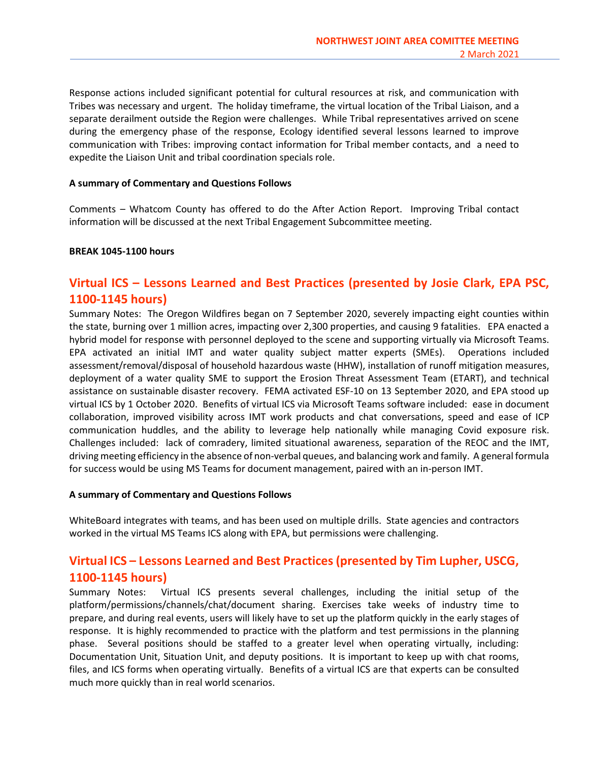Response actions included significant potential for cultural resources at risk, and communication with Tribes was necessary and urgent. The holiday timeframe, the virtual location of the Tribal Liaison, and a separate derailment outside the Region were challenges. While Tribal representatives arrived on scene during the emergency phase of the response, Ecology identified several lessons learned to improve communication with Tribes: improving contact information for Tribal member contacts, and a need to expedite the Liaison Unit and tribal coordination specials role.

**A summary of Commentary and Questions Follows**

Comments – Whatcom County has offered to do the After Action Report. Improving Tribal contact information will be discussed at the next Tribal Engagement Subcommittee meeting.

**BREAK 1045-1100 hours**

## Virtual ICS – Lessons Learned and Best Practices (presented by Josie Clark, EPA PSC, 1100-1145 hours)

Summary Notes: The Oregon Wildfires began on 7 September 2020, severely impacting eight counties within the state, burning over 1 million acres, impacting over 2,300 properties, and causing 9 fatalities. EPA enacted a hybrid model for response with personnel deployed to the scene and supporting virtually via Microsoft Teams. EPA activated an initial IMT and water quality subject matter experts (SMEs). Operations included assessment/removal/disposal of household hazardous waste (HHW), installation of runoff mitigation measures, deployment of a water quality SME to support the Erosion Threat Assessment Team (ETART), and technical assistance on sustainable disaster recovery. FEMA activated ESF-10 on 13 September 2020, and EPA stood up virtual ICS by 1 October 2020. Benefits of virtual ICS via Microsoft Teams software included: ease in document collaboration, improved visibility across IMT work products and chat conversations, speed and ease of ICP communication huddles, and the ability to leverage help nationally while managing Covid exposure risk. Challenges included: lack of comradery, limited situational awareness, separation of the REOC and the IMT, driving meeting efficiency in the absence of non-verbal queues, and balancing work and family. A general formula for success would be using MS Teams for document management, paired with an in-person IMT.

**A summary of Commentary and Questions Follows**

WhiteBoard integrates with teams, and has been used on multiple drills. State agencies and contractors worked in the virtual MS Teams ICS along with EPA, but permissions were challenging.

## Virtual ICS – Lessons Learned and Best Practices (presented by Tim Lupher, USCG, 1100-1145 hours)

Summary Notes: Virtual ICS presents several challenges, including the initial setup of the platform/permissions/channels/chat/document sharing. Exercises take weeks of industry time to prepare, and during real events, users will likely have to set up the platform quickly in the early stages of response. It is highly recommended to practice with the platform and test permissions in the planning phase. Several positions should be staffed to a greater level when operating virtually, including: Documentation Unit, Situation Unit, and deputy positions. It is important to keep up with chat rooms, files, and ICS forms when operating virtually. Benefits of a virtual ICS are that experts can be consulted much more quickly than in real world scenarios.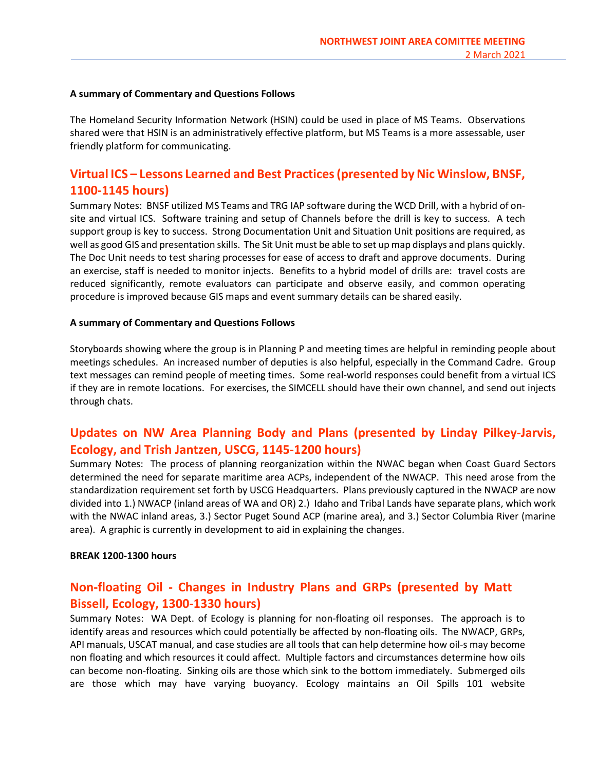**A summary of Commentary and Questions Follows**

The Homeland Security Information Network (HSIN) could be used in place of MS Teams. Observations shared were that HSIN is an administratively effective platform, but MS Teams is a more assessable, user friendly platform for communicating.

## Virtual ICS – Lessons Learned and Best Practices (presented by Nic Winslow, BNSF, 1100-1145 hours)

Summary Notes: BNSF utilized MS Teams and TRG IAP software during the WCD Drill, with a hybrid of on-site and virtual ICS. Software training and setup of Channels before the drill is key to success. A tech support group is key to success. Strong Documentation Unit and Situation Unit positions are required, as well as good GIS and presentation skills. The Sit Unit must be able to set up map displays and plans quickly. The Doc Unit needs to test sharing processes for ease of access to draft and approve documents. During an exercise, staff is needed to monitor injects. Benefits to a hybrid model of drills are: travel costs are reduced significantly, remote evaluators can participate and observe easily, and common operating procedure is improved because GIS maps and event summary details can be shared easily.

**A summary of Commentary and Questions Follows**

Storyboards showing where the group is in Planning P and meeting times are helpful in reminding people about meetings schedules. An increased number of deputies is also helpful, especially in the Command Cadre. Group text messages can remind people of meeting times. Some real-world responses could benefit from a virtual ICS if they are in remote locations. For exercises, the SIMCELL should have their own channel, and send out injects through chats.

## Updates on NW Area Planning Body and Plans (presented by Linday Pilkey-Jarvis, Ecology, and Trish Jantzen, USCG, 1145-1200 hours)

Summary Notes: The process of planning reorganization within the NWAC began when Coast Guard Sectors determined the need for separate maritime area ACPs, independent of the NWACP. This need arose from the standardization requirement set forth by USCG Headquarters. Plans previously captured in the NWACP are now divided into 1.) NWACP (inland areas of WA and OR) 2.) Idaho and Tribal Lands have separate plans, which work with the NWAC inland areas, 3.) Sector Puget Sound ACP (marine area), and 3.) Sector Columbia River (marine area). A graphic is currently in development to aid in explaining the changes.

**BREAK 1200-1300 hours**

## Non-floating Oil - Changes in Industry Plans and GRPs (presented by Matt Bissell, Ecology, 1300-1330 hours)

Summary Notes: WA Dept. of Ecology is planning for non-floating oil responses. The approach is to identify areas and resources which could potentially be affected by non-floating oils. The NWACP, GRPs, API manuals, USCAT manual, and case studies are all tools that can help determine how oil-s may become non floating and which resources it could affect. Multiple factors and circumstances determine how oils can become non-floating. Sinking oils are those which sink to the bottom immediately. Submerged oils are those which may have varying buoyancy. Ecology maintains an Oil Spills 101 website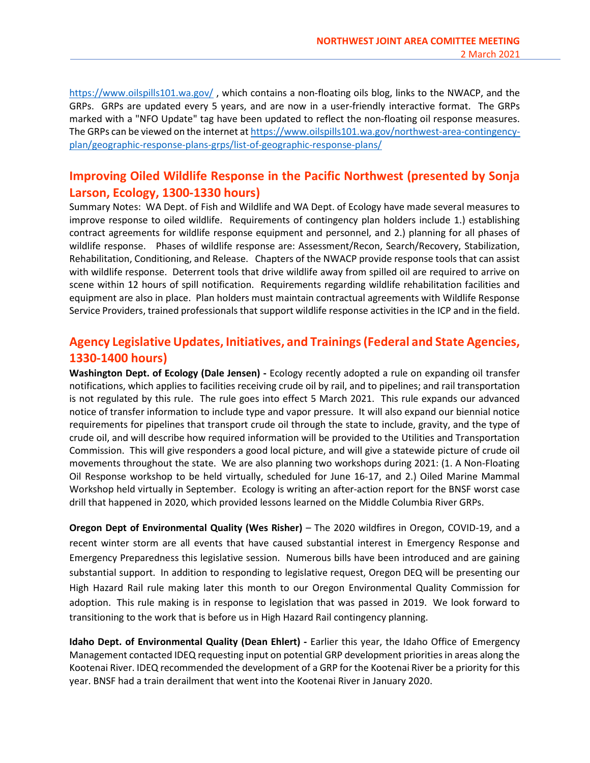https://www.oilspills101.wa.gov/ , which contains a non-floating oils blog, links to the NWACP, and the GRPs. GRPs are updated every 5 years, and are now in a user-friendly interactive format. The GRPs marked with a "NFO Update" tag have been updated to reflect the non-floating oil response measures. The GRPs can be viewed on the internet at https://www.oilspills101.wa.gov/northwest-area-contingency-plan/geographic-response-plans-grps/list-of-geographic-response-plans/

## Improving Oiled Wildlife Response in the Pacific Northwest (presented by Sonja Larson, Ecology, 1300-1330 hours)

Summary Notes: WA Dept. of Fish and Wildlife and WA Dept. of Ecology have made several measures to improve response to oiled wildlife. Requirements of contingency plan holders include 1.) establishing contract agreements for wildlife response equipment and personnel, and 2.) planning for all phases of wildlife response. Phases of wildlife response are: Assessment/Recon, Search/Recovery, Stabilization, Rehabilitation, Conditioning, and Release. Chapters of the NWACP provide response tools that can assist with wildlife response. Deterrent tools that drive wildlife away from spilled oil are required to arrive on scene within 12 hours of spill notification. Requirements regarding wildlife rehabilitation facilities and equipment are also in place. Plan holders must maintain contractual agreements with Wildlife Response Service Providers, trained professionals that support wildlife response activities in the ICP and in the field.

## Agency Legislative Updates, Initiatives, and Trainings (Federal and State Agencies, 1330-1400 hours)

**Washington Dept. of Ecology (Dale Jensen) -** Ecology recently adopted a rule on expanding oil transfer notifications, which applies to facilities receiving crude oil by rail, and to pipelines; and rail transportation is not regulated by this rule. The rule goes into effect 5 March 2021. This rule expands our advanced notice of transfer information to include type and vapor pressure. It will also expand our biennial notice requirements for pipelines that transport crude oil through the state to include, gravity, and the type of crude oil, and will describe how required information will be provided to the Utilities and Transportation Commission. This will give responders a good local picture, and will give a statewide picture of crude oil movements throughout the state. We are also planning two workshops during 2021: (1. A Non-Floating Oil Response workshop to be held virtually, scheduled for June 16-17, and 2.) Oiled Marine Mammal Workshop held virtually in September. Ecology is writing an after-action report for the BNSF worst case drill that happened in 2020, which provided lessons learned on the Middle Columbia River GRPs.

**Oregon Dept of Environmental Quality (Wes Risher)** – The 2020 wildfires in Oregon, COVID-19, and a recent winter storm are all events that have caused substantial interest in Emergency Response and Emergency Preparedness this legislative session. Numerous bills have been introduced and are gaining substantial support. In addition to responding to legislative request, Oregon DEQ will be presenting our High Hazard Rail rule making later this month to our Oregon Environmental Quality Commission for adoption. This rule making is in response to legislation that was passed in 2019. We look forward to transitioning to the work that is before us in High Hazard Rail contingency planning.

**Idaho Dept. of Environmental Quality (Dean Ehlert) -** Earlier this year, the Idaho Office of Emergency Management contacted IDEQ requesting input on potential GRP development priorities in areas along the Kootenai River. IDEQ recommended the development of a GRP for the Kootenai River be a priority for this year. BNSF had a train derailment that went into the Kootenai River in January 2020.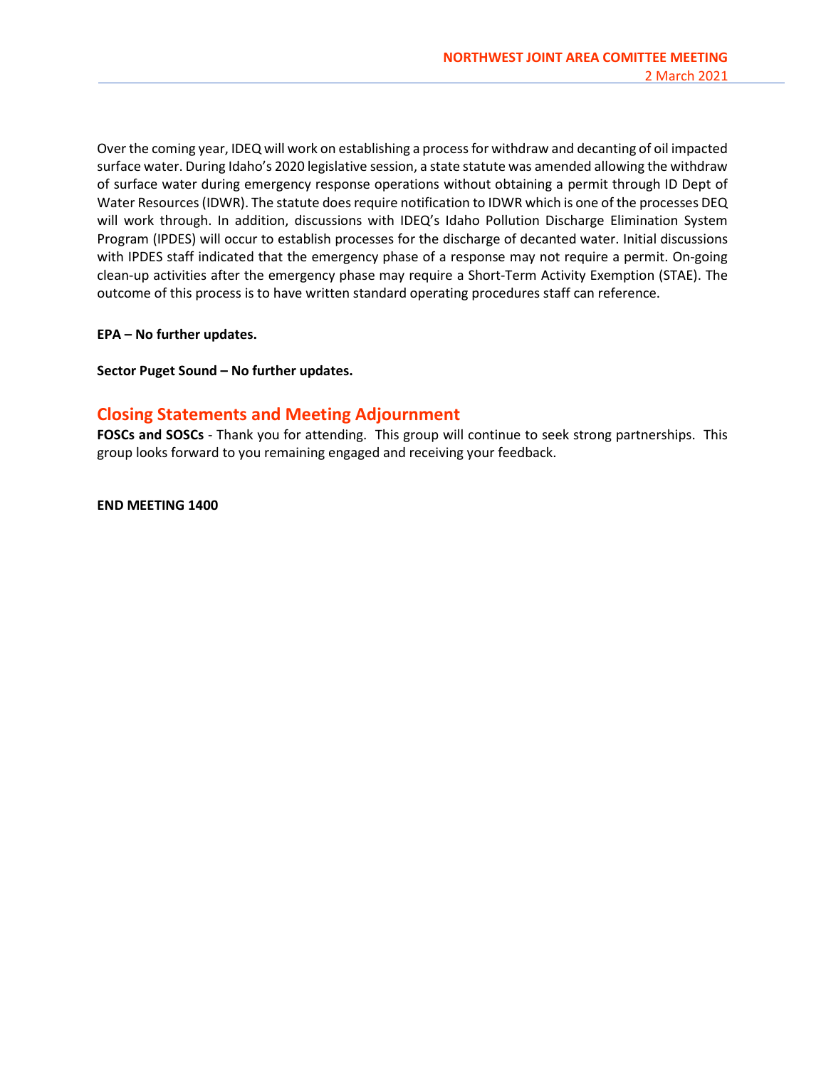Over the coming year, IDEQ will work on establishing a process for withdraw and decanting of oil impacted surface water. During Idaho's 2020 legislative session, a state statute was amended allowing the withdraw of surface water during emergency response operations without obtaining a permit through ID Dept of Water Resources (IDWR). The statute does require notification to IDWR which is one of the processes DEQ will work through. In addition, discussions with IDEQ's Idaho Pollution Discharge Elimination System Program (IPDES) will occur to establish processes for the discharge of decanted water. Initial discussions with IPDES staff indicated that the emergency phase of a response may not require a permit. On-going clean-up activities after the emergency phase may require a Short-Term Activity Exemption (STAE). The outcome of this process is to have written standard operating procedures staff can reference.

**EPA – No further updates.**

**Sector Puget Sound – No further updates.**

## Closing Statements and Meeting Adjournment

**FOSCs and SOSCs** - Thank you for attending. This group will continue to seek strong partnerships. This group looks forward to you remaining engaged and receiving your feedback.

**END MEETING 1400**